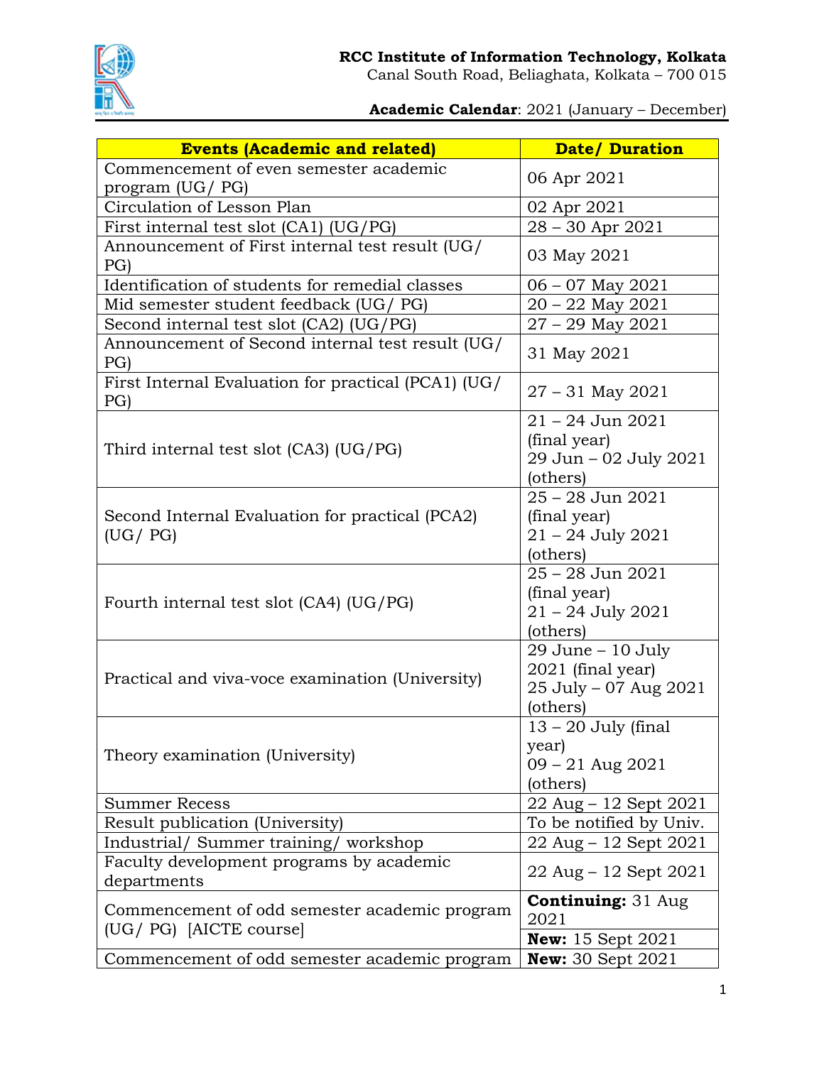**RCC Institute of Information Technology, Kolkata**
Canal South Road, Beliaghata, Kolkata – 700 015

**Academic Calendar**: 2021 (January – December)

| Events (Academic and related) | Date/ Duration |
|---|---|
| Commencement of even semester academic program (UG/ PG) | 06 Apr 2021 |
| Circulation of Lesson Plan | 02 Apr 2021 |
| First internal test slot (CA1) (UG/PG) | 28 – 30 Apr 2021 |
| Announcement of First internal test result (UG/ PG) | 03 May 2021 |
| Identification of students for remedial classes | 06 – 07 May 2021 |
| Mid semester student feedback (UG/ PG) | 20 – 22 May 2021 |
| Second internal test slot (CA2) (UG/PG) | 27 – 29 May 2021 |
| Announcement of Second internal test result (UG/ PG) | 31 May 2021 |
| First Internal Evaluation for practical (PCA1) (UG/ PG) | 27 – 31 May 2021 |
| Third internal test slot (CA3) (UG/PG) | 21 – 24 Jun 2021 (final year)<br>29 Jun – 02 July 2021 (others) |
| Second Internal Evaluation for practical (PCA2) (UG/ PG) | 25 – 28 Jun 2021 (final year)<br>21 – 24 July 2021 (others) |
| Fourth internal test slot (CA4) (UG/PG) | 25 – 28 Jun 2021 (final year)<br>21 – 24 July 2021 (others) |
| Practical and viva-voce examination (University) | 29 June – 10 July 2021 (final year)<br>25 July – 07 Aug 2021 (others) |
| Theory examination (University) | 13 – 20 July (final year)<br>09 – 21 Aug 2021 (others) |
| Summer Recess | 22 Aug – 12 Sept 2021 |
| Result publication (University) | To be notified by Univ. |
| Industrial/ Summer training/ workshop | 22 Aug – 12 Sept 2021 |
| Faculty development programs by academic departments | 22 Aug – 12 Sept 2021 |
| Commencement of odd semester academic program (UG/ PG) [AICTE course] | **Continuing:** 31 Aug 2021 |
| | **New:** 15 Sept 2021 |
| Commencement of odd semester academic program | **New:** 30 Sept 2021 |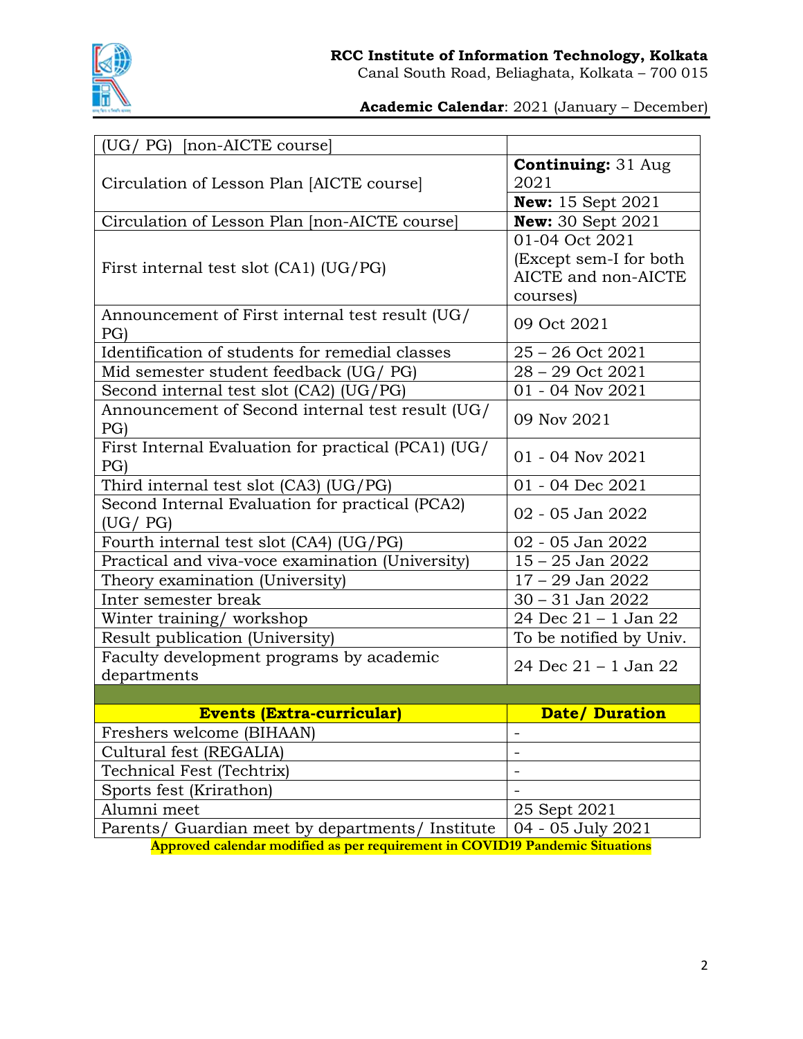**RCC Institute of Information Technology, Kolkata**
Canal South Road, Beliaghata, Kolkata – 700 015

**Academic Calendar**: 2021 (January – December)

| | |
|---|---|
| (UG/ PG) [non-AICTE course] | |
| Circulation of Lesson Plan [AICTE course] | **Continuing:** 31 Aug 2021 |
| | **New:** 15 Sept 2021 |
| Circulation of Lesson Plan [non-AICTE course] | **New:** 30 Sept 2021 |
| First internal test slot (CA1) (UG/PG) | 01-04 Oct 2021 (Except sem-I for both AICTE and non-AICTE courses) |
| Announcement of First internal test result (UG/ PG) | 09 Oct 2021 |
| Identification of students for remedial classes | 25 – 26 Oct 2021 |
| Mid semester student feedback (UG/ PG) | 28 – 29 Oct 2021 |
| Second internal test slot (CA2) (UG/PG) | 01 - 04 Nov 2021 |
| Announcement of Second internal test result (UG/ PG) | 09 Nov 2021 |
| First Internal Evaluation for practical (PCA1) (UG/ PG) | 01 - 04 Nov 2021 |
| Third internal test slot (CA3) (UG/PG) | 01 - 04 Dec 2021 |
| Second Internal Evaluation for practical (PCA2) (UG/ PG) | 02 - 05 Jan 2022 |
| Fourth internal test slot (CA4) (UG/PG) | 02 - 05 Jan 2022 |
| Practical and viva-voce examination (University) | 15 – 25 Jan 2022 |
| Theory examination (University) | 17 – 29 Jan 2022 |
| Inter semester break | 30 – 31 Jan 2022 |
| Winter training/ workshop | 24 Dec 21 – 1 Jan 22 |
| Result publication (University) | To be notified by Univ. |
| Faculty development programs by academic departments | 24 Dec 21 – 1 Jan 22 |

| **Events (Extra-curricular)** | **Date/ Duration** |
|---|---|
| Freshers welcome (BIHAAN) | - |
| Cultural fest (REGALIA) | - |
| Technical Fest (Techtrix) | - |
| Sports fest (Krirathon) | - |
| Alumni meet | 25 Sept 2021 |
| Parents/ Guardian meet by departments/ Institute | 04 - 05 July 2021 |

**Approved calendar modified as per requirement in COVID19 Pandemic Situations**